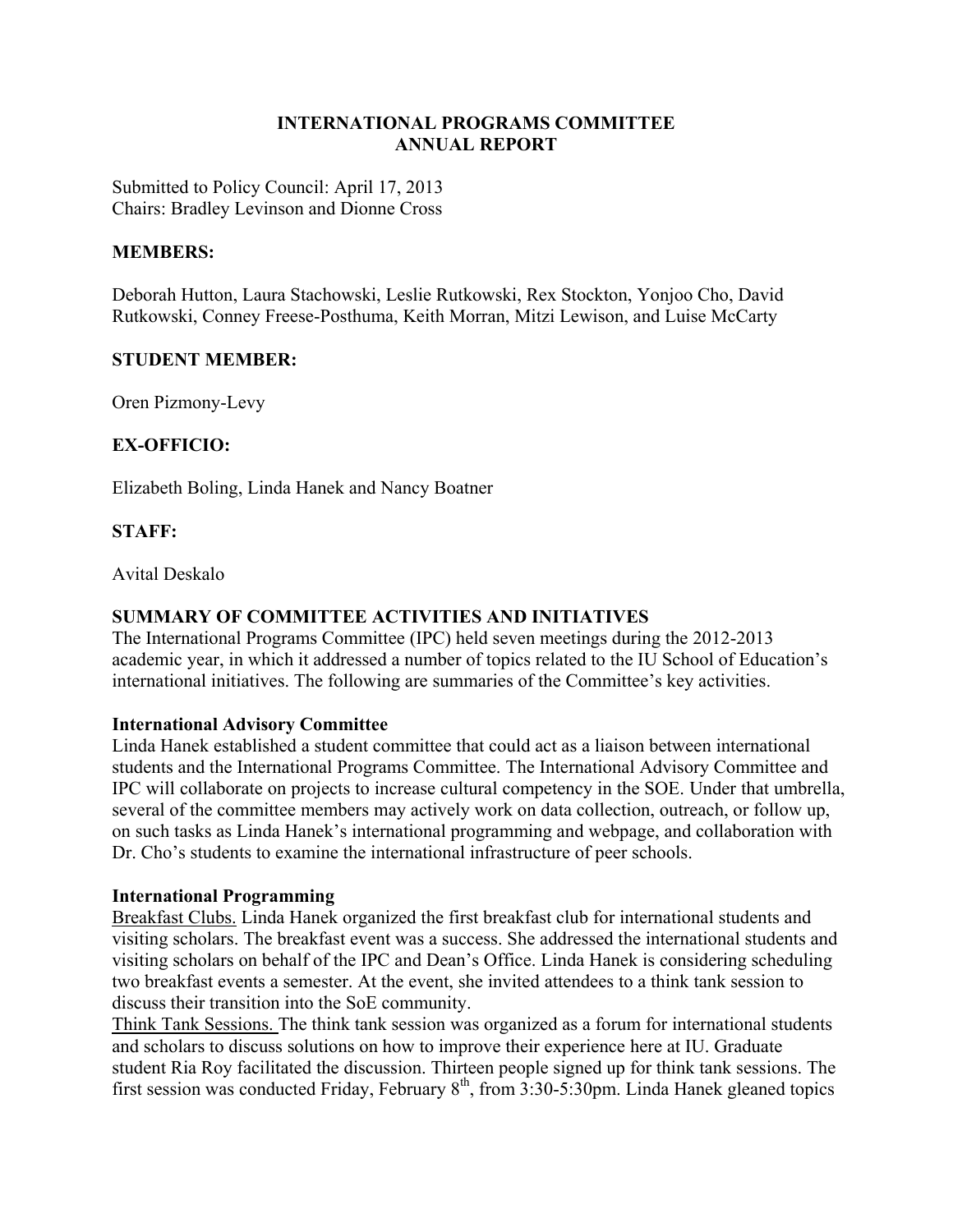# INTERNATIONAL PROGRAMS COMMITTEE
# ANNUAL REPORT

Submitted to Policy Council: April 17, 2013
Chairs: Bradley Levinson and Dionne Cross

## MEMBERS:

Deborah Hutton, Laura Stachowski, Leslie Rutkowski, Rex Stockton, Yonjoo Cho, David Rutkowski, Conney Freese-Posthuma, Keith Morran, Mitzi Lewison, and Luise McCarty

## STUDENT MEMBER:

Oren Pizmony-Levy

## EX-OFFICIO:

Elizabeth Boling, Linda Hanek and Nancy Boatner

## STAFF:

Avital Deskalo

## SUMMARY OF COMMITTEE ACTIVITIES AND INITIATIVES

The International Programs Committee (IPC) held seven meetings during the 2012-2013 academic year, in which it addressed a number of topics related to the IU School of Education's international initiatives. The following are summaries of the Committee's key activities.

### International Advisory Committee

Linda Hanek established a student committee that could act as a liaison between international students and the International Programs Committee. The International Advisory Committee and IPC will collaborate on projects to increase cultural competency in the SOE. Under that umbrella, several of the committee members may actively work on data collection, outreach, or follow up, on such tasks as Linda Hanek's international programming and webpage, and collaboration with Dr. Cho's students to examine the international infrastructure of peer schools.

### International Programming

Breakfast Clubs. Linda Hanek organized the first breakfast club for international students and visiting scholars. The breakfast event was a success. She addressed the international students and visiting scholars on behalf of the IPC and Dean's Office. Linda Hanek is considering scheduling two breakfast events a semester. At the event, she invited attendees to a think tank session to discuss their transition into the SoE community.

Think Tank Sessions. The think tank session was organized as a forum for international students and scholars to discuss solutions on how to improve their experience here at IU. Graduate student Ria Roy facilitated the discussion. Thirteen people signed up for think tank sessions. The first session was conducted Friday, February 8th, from 3:30-5:30pm. Linda Hanek gleaned topics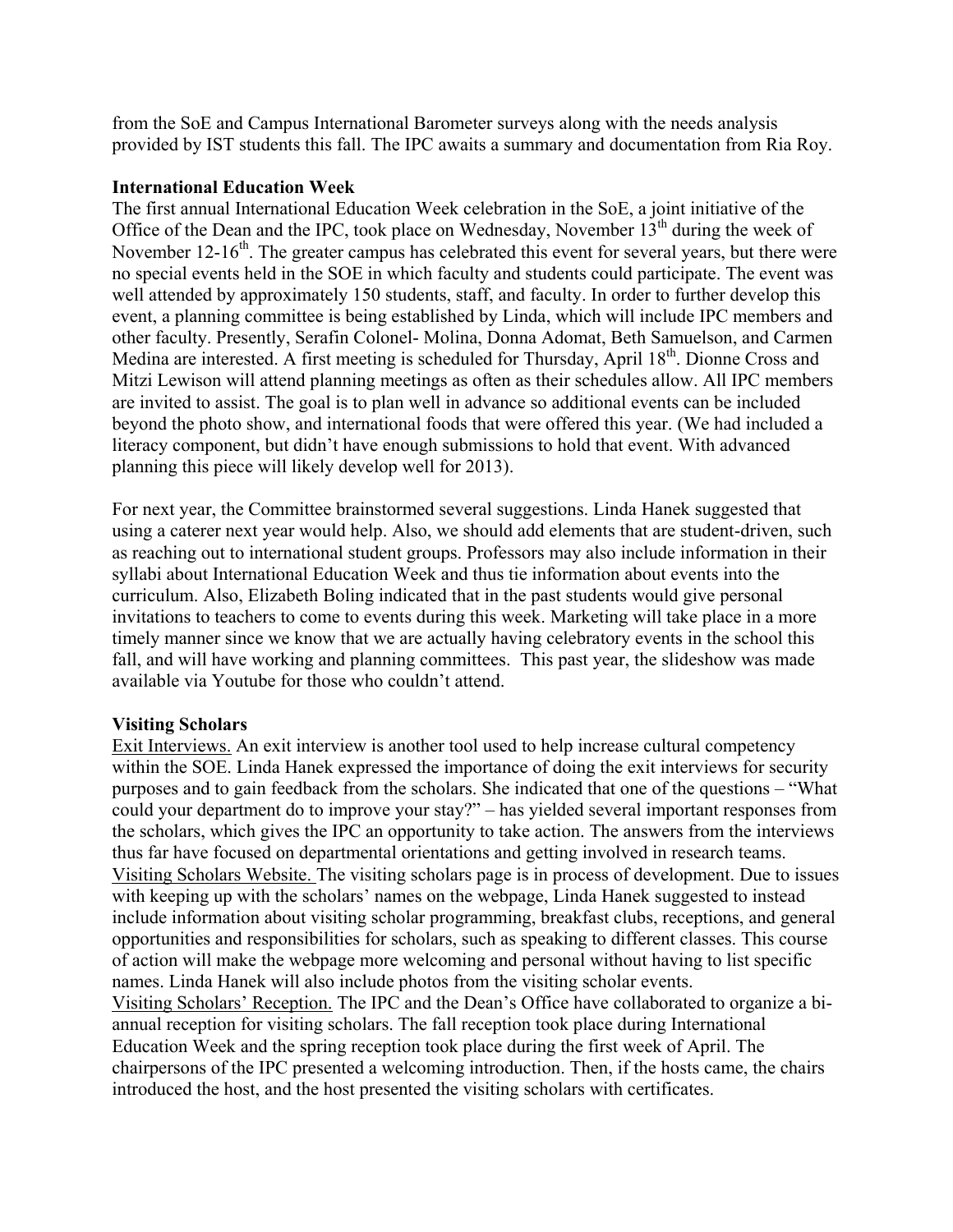from the SoE and Campus International Barometer surveys along with the needs analysis provided by IST students this fall. The IPC awaits a summary and documentation from Ria Roy.

**International Education Week**

The first annual International Education Week celebration in the SoE, a joint initiative of the Office of the Dean and the IPC, took place on Wednesday, November 13th during the week of November 12-16th. The greater campus has celebrated this event for several years, but there were no special events held in the SOE in which faculty and students could participate. The event was well attended by approximately 150 students, staff, and faculty. In order to further develop this event, a planning committee is being established by Linda, which will include IPC members and other faculty. Presently, Serafin Colonel- Molina, Donna Adomat, Beth Samuelson, and Carmen Medina are interested. A first meeting is scheduled for Thursday, April 18th. Dionne Cross and Mitzi Lewison will attend planning meetings as often as their schedules allow. All IPC members are invited to assist. The goal is to plan well in advance so additional events can be included beyond the photo show, and international foods that were offered this year. (We had included a literacy component, but didn't have enough submissions to hold that event. With advanced planning this piece will likely develop well for 2013).

For next year, the Committee brainstormed several suggestions. Linda Hanek suggested that using a caterer next year would help. Also, we should add elements that are student-driven, such as reaching out to international student groups. Professors may also include information in their syllabi about International Education Week and thus tie information about events into the curriculum. Also, Elizabeth Boling indicated that in the past students would give personal invitations to teachers to come to events during this week. Marketing will take place in a more timely manner since we know that we are actually having celebratory events in the school this fall, and will have working and planning committees. This past year, the slideshow was made available via Youtube for those who couldn't attend.

**Visiting Scholars**

Exit Interviews. An exit interview is another tool used to help increase cultural competency within the SOE. Linda Hanek expressed the importance of doing the exit interviews for security purposes and to gain feedback from the scholars. She indicated that one of the questions – "What could your department do to improve your stay?" – has yielded several important responses from the scholars, which gives the IPC an opportunity to take action. The answers from the interviews thus far have focused on departmental orientations and getting involved in research teams.

Visiting Scholars Website. The visiting scholars page is in process of development. Due to issues with keeping up with the scholars' names on the webpage, Linda Hanek suggested to instead include information about visiting scholar programming, breakfast clubs, receptions, and general opportunities and responsibilities for scholars, such as speaking to different classes. This course of action will make the webpage more welcoming and personal without having to list specific names. Linda Hanek will also include photos from the visiting scholar events.

Visiting Scholars' Reception. The IPC and the Dean's Office have collaborated to organize a bi-annual reception for visiting scholars. The fall reception took place during International Education Week and the spring reception took place during the first week of April. The chairpersons of the IPC presented a welcoming introduction. Then, if the hosts came, the chairs introduced the host, and the host presented the visiting scholars with certificates.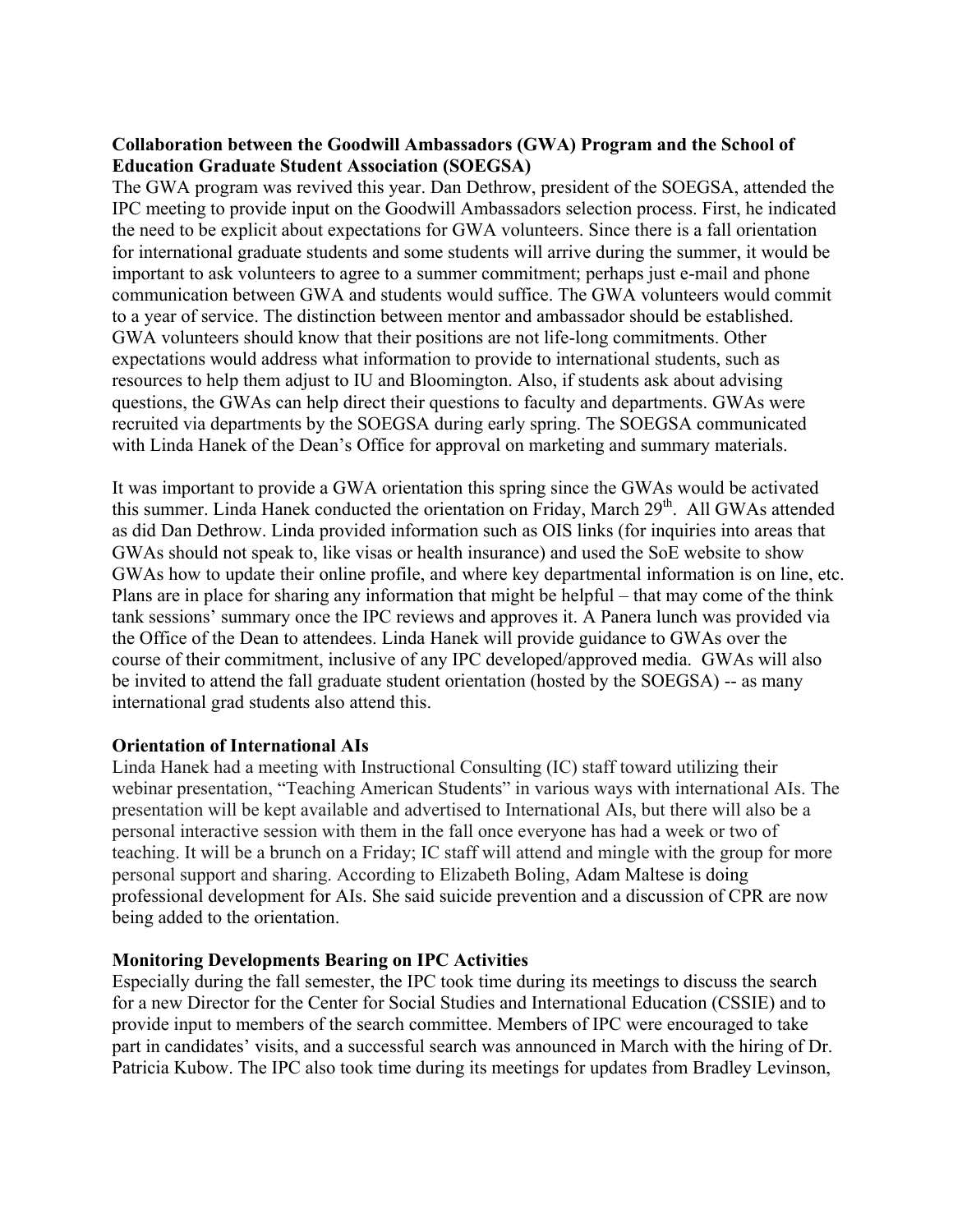**Collaboration between the Goodwill Ambassadors (GWA) Program and the School of Education Graduate Student Association (SOEGSA)**

The GWA program was revived this year. Dan Dethrow, president of the SOEGSA, attended the IPC meeting to provide input on the Goodwill Ambassadors selection process. First, he indicated the need to be explicit about expectations for GWA volunteers. Since there is a fall orientation for international graduate students and some students will arrive during the summer, it would be important to ask volunteers to agree to a summer commitment; perhaps just e-mail and phone communication between GWA and students would suffice. The GWA volunteers would commit to a year of service. The distinction between mentor and ambassador should be established. GWA volunteers should know that their positions are not life-long commitments. Other expectations would address what information to provide to international students, such as resources to help them adjust to IU and Bloomington. Also, if students ask about advising questions, the GWAs can help direct their questions to faculty and departments. GWAs were recruited via departments by the SOEGSA during early spring. The SOEGSA communicated with Linda Hanek of the Dean's Office for approval on marketing and summary materials.

It was important to provide a GWA orientation this spring since the GWAs would be activated this summer. Linda Hanek conducted the orientation on Friday, March 29th. All GWAs attended as did Dan Dethrow. Linda provided information such as OIS links (for inquiries into areas that GWAs should not speak to, like visas or health insurance) and used the SoE website to show GWAs how to update their online profile, and where key departmental information is on line, etc. Plans are in place for sharing any information that might be helpful – that may come of the think tank sessions' summary once the IPC reviews and approves it. A Panera lunch was provided via the Office of the Dean to attendees. Linda Hanek will provide guidance to GWAs over the course of their commitment, inclusive of any IPC developed/approved media. GWAs will also be invited to attend the fall graduate student orientation (hosted by the SOEGSA) -- as many international grad students also attend this.

**Orientation of International AIs**

Linda Hanek had a meeting with Instructional Consulting (IC) staff toward utilizing their webinar presentation, "Teaching American Students" in various ways with international AIs. The presentation will be kept available and advertised to International AIs, but there will also be a personal interactive session with them in the fall once everyone has had a week or two of teaching. It will be a brunch on a Friday; IC staff will attend and mingle with the group for more personal support and sharing. According to Elizabeth Boling, Adam Maltese is doing professional development for AIs. She said suicide prevention and a discussion of CPR are now being added to the orientation.

**Monitoring Developments Bearing on IPC Activities**

Especially during the fall semester, the IPC took time during its meetings to discuss the search for a new Director for the Center for Social Studies and International Education (CSSIE) and to provide input to members of the search committee. Members of IPC were encouraged to take part in candidates' visits, and a successful search was announced in March with the hiring of Dr. Patricia Kubow. The IPC also took time during its meetings for updates from Bradley Levinson,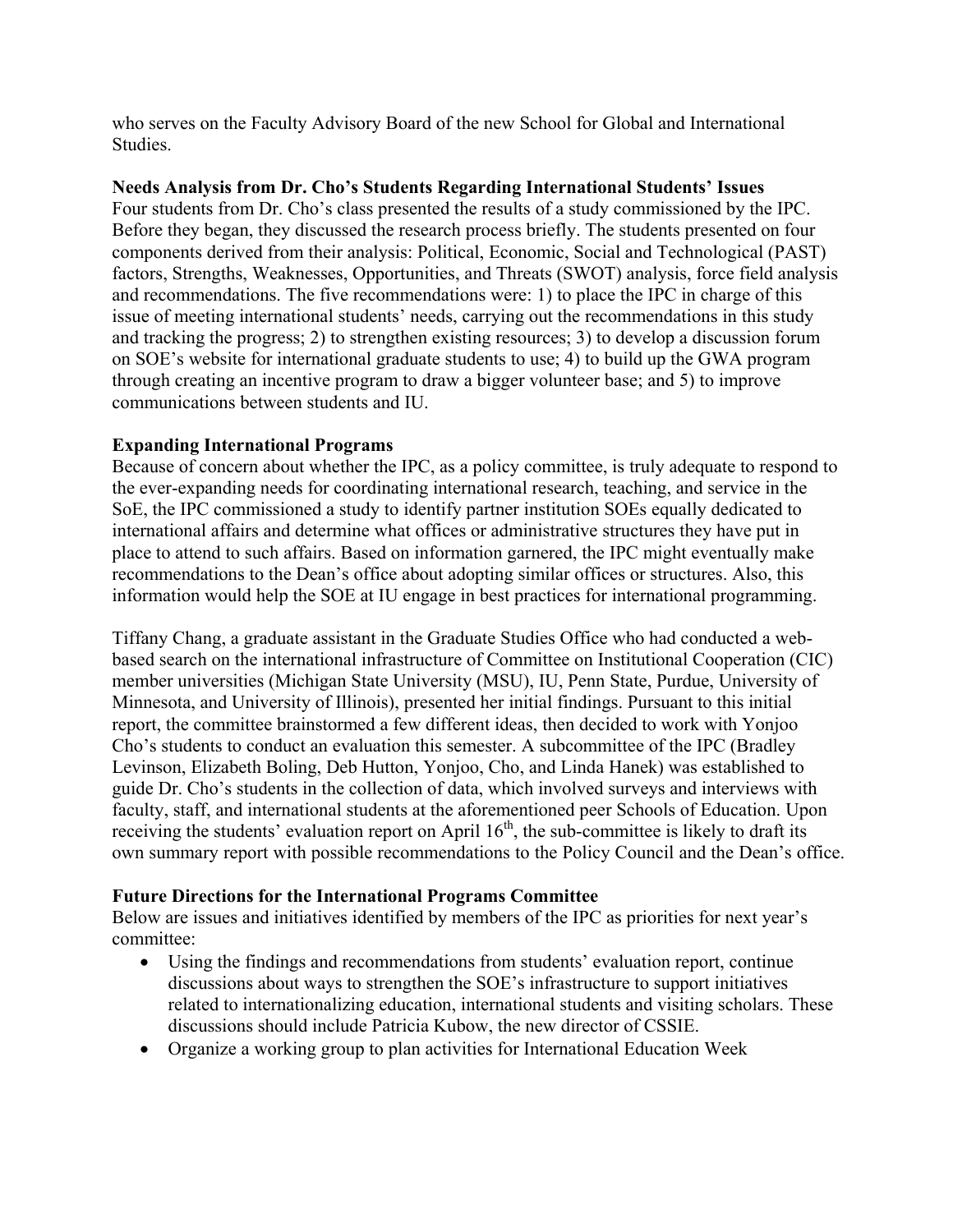who serves on the Faculty Advisory Board of the new School for Global and International Studies.

**Needs Analysis from Dr. Cho's Students Regarding International Students' Issues**

Four students from Dr. Cho's class presented the results of a study commissioned by the IPC. Before they began, they discussed the research process briefly. The students presented on four components derived from their analysis: Political, Economic, Social and Technological (PAST) factors, Strengths, Weaknesses, Opportunities, and Threats (SWOT) analysis, force field analysis and recommendations. The five recommendations were: 1) to place the IPC in charge of this issue of meeting international students' needs, carrying out the recommendations in this study and tracking the progress; 2) to strengthen existing resources; 3) to develop a discussion forum on SOE's website for international graduate students to use; 4) to build up the GWA program through creating an incentive program to draw a bigger volunteer base; and 5) to improve communications between students and IU.

**Expanding International Programs**

Because of concern about whether the IPC, as a policy committee, is truly adequate to respond to the ever-expanding needs for coordinating international research, teaching, and service in the SoE, the IPC commissioned a study to identify partner institution SOEs equally dedicated to international affairs and determine what offices or administrative structures they have put in place to attend to such affairs. Based on information garnered, the IPC might eventually make recommendations to the Dean's office about adopting similar offices or structures. Also, this information would help the SOE at IU engage in best practices for international programming.

Tiffany Chang, a graduate assistant in the Graduate Studies Office who had conducted a web-based search on the international infrastructure of Committee on Institutional Cooperation (CIC) member universities (Michigan State University (MSU), IU, Penn State, Purdue, University of Minnesota, and University of Illinois), presented her initial findings. Pursuant to this initial report, the committee brainstormed a few different ideas, then decided to work with Yonjoo Cho's students to conduct an evaluation this semester. A subcommittee of the IPC (Bradley Levinson, Elizabeth Boling, Deb Hutton, Yonjoo, Cho, and Linda Hanek) was established to guide Dr. Cho's students in the collection of data, which involved surveys and interviews with faculty, staff, and international students at the aforementioned peer Schools of Education. Upon receiving the students' evaluation report on April 16th, the sub-committee is likely to draft its own summary report with possible recommendations to the Policy Council and the Dean's office.

**Future Directions for the International Programs Committee**

Below are issues and initiatives identified by members of the IPC as priorities for next year's committee:

- Using the findings and recommendations from students' evaluation report, continue discussions about ways to strengthen the SOE's infrastructure to support initiatives related to internationalizing education, international students and visiting scholars. These discussions should include Patricia Kubow, the new director of CSSIE.
- Organize a working group to plan activities for International Education Week